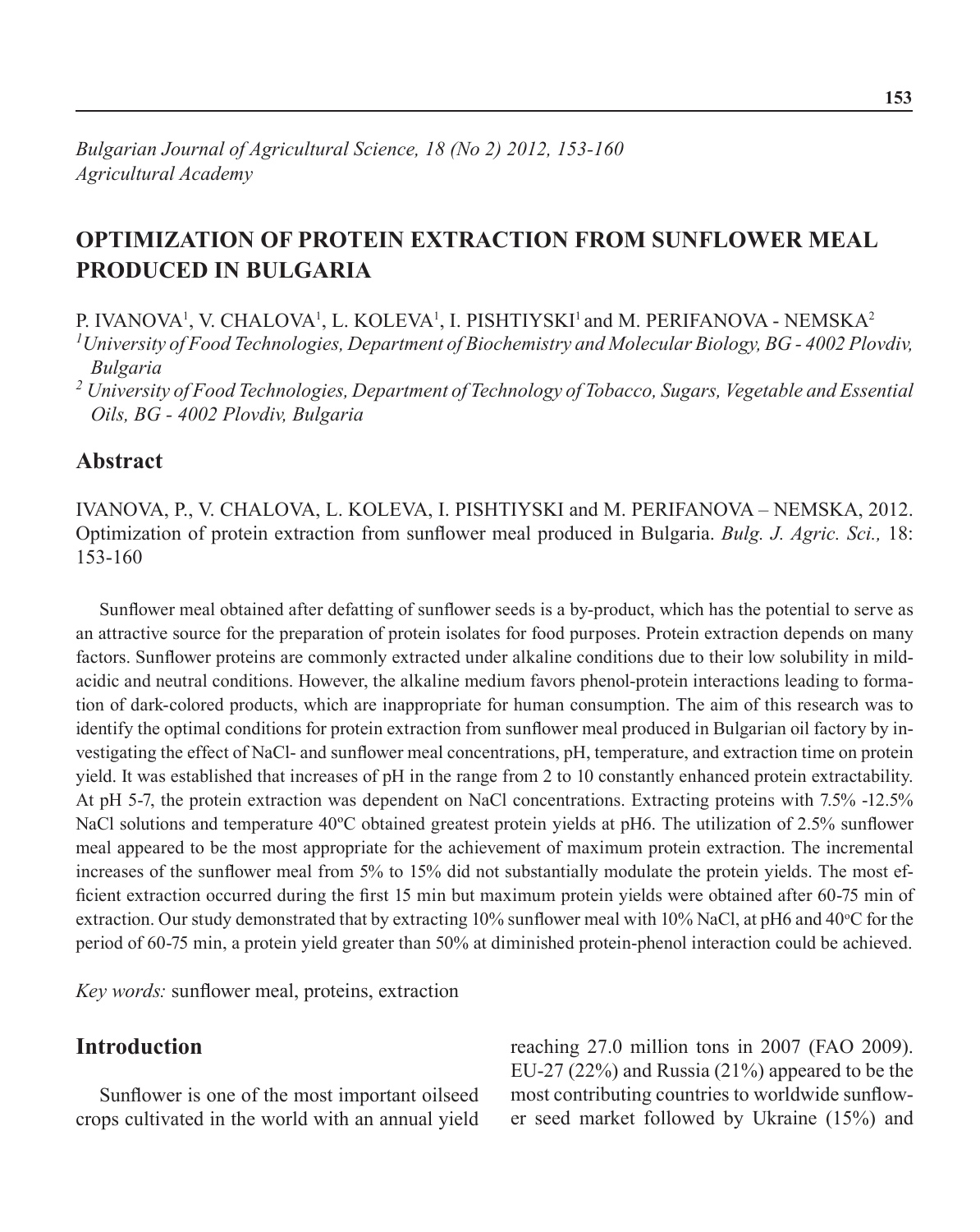*Bulgarian Journal of Agricultural Science, 18 (No 2) 2012, 153-160*
*Agricultural Academy*

# OPTIMIZATION OF PROTEIN EXTRACTION FROM SUNFLOWER MEAL PRODUCED IN BULGARIA

P. IVANOVA[1], V. CHALOVA[1], L. KOLEVA[1], I. PISHTIYSKI[1] and M. PERIFANOVA - NEMSKA[2]

[1] *University of Food Technologies, Department of Biochemistry and Molecular Biology, BG - 4002 Plovdiv, Bulgaria*

[2] *University of Food Technologies, Department of Technology of Tobacco, Sugars, Vegetable and Essential Oils, BG - 4002 Plovdiv, Bulgaria*

## Abstract

IVANOVA, P., V. CHALOVA, L. KOLEVA, I. PISHTIYSKI and M. PERIFANOVA – NEMSKA, 2012. Optimization of protein extraction from sunflower meal produced in Bulgaria. *Bulg. J. Agric. Sci.,* 18: 153-160

Sunflower meal obtained after defatting of sunflower seeds is a by-product, which has the potential to serve as an attractive source for the preparation of protein isolates for food purposes. Protein extraction depends on many factors. Sunflower proteins are commonly extracted under alkaline conditions due to their low solubility in mild-acidic and neutral conditions. However, the alkaline medium favors phenol-protein interactions leading to formation of dark-colored products, which are inappropriate for human consumption. The aim of this research was to identify the optimal conditions for protein extraction from sunflower meal produced in Bulgarian oil factory by investigating the effect of NaCl- and sunflower meal concentrations, pH, temperature, and extraction time on protein yield. It was established that increases of pH in the range from 2 to 10 constantly enhanced protein extractability. At pH 5-7, the protein extraction was dependent on NaCl concentrations. Extracting proteins with 7.5% -12.5% NaCl solutions and temperature 40ºC obtained greatest protein yields at pH6. The utilization of 2.5% sunflower meal appeared to be the most appropriate for the achievement of maximum protein extraction. The incremental increases of the sunflower meal from 5% to 15% did not substantially modulate the protein yields. The most efficient extraction occurred during the first 15 min but maximum protein yields were obtained after 60-75 min of extraction. Our study demonstrated that by extracting 10% sunflower meal with 10% NaCl, at pH6 and 40$^{o}$C for the period of 60-75 min, a protein yield greater than 50% at diminished protein-phenol interaction could be achieved.

*Key words:* sunflower meal, proteins, extraction

## Introduction

Sunflower is one of the most important oilseed crops cultivated in the world with an annual yield reaching 27.0 million tons in 2007 (FAO 2009). EU-27 (22%) and Russia (21%) appeared to be the most contributing countries to worldwide sunflower seed market followed by Ukraine (15%) and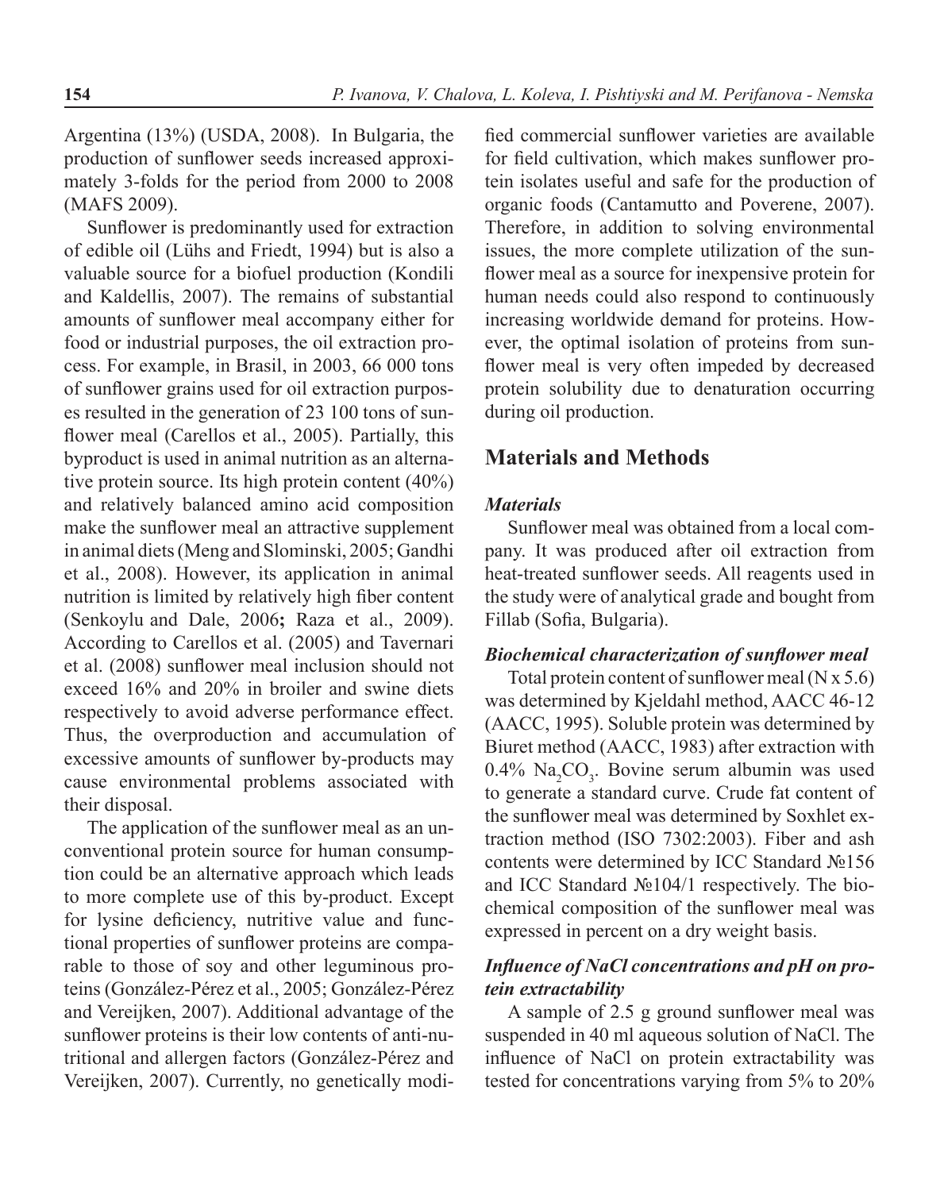Argentina (13%) (USDA, 2008). In Bulgaria, the production of sunflower seeds increased approximately 3-folds for the period from 2000 to 2008 (MAFS 2009).

Sunflower is predominantly used for extraction of edible oil (Lühs and Friedt, 1994) but is also a valuable source for a biofuel production (Kondili and Kaldellis, 2007). The remains of substantial amounts of sunflower meal accompany either for food or industrial purposes, the oil extraction process. For example, in Brasil, in 2003, 66 000 tons of sunflower grains used for oil extraction purposes resulted in the generation of 23 100 tons of sunflower meal (Carellos et al., 2005). Partially, this byproduct is used in animal nutrition as an alternative protein source. Its high protein content (40%) and relatively balanced amino acid composition make the sunflower meal an attractive supplement in animal diets (Meng and Slominski, 2005; Gandhi et al., 2008). However, its application in animal nutrition is limited by relatively high fiber content (Senkoylu and Dale, 2006**;** Raza et al., 2009). According to Carellos et al. (2005) and Tavernari et al. (2008) sunflower meal inclusion should not exceed 16% and 20% in broiler and swine diets respectively to avoid adverse performance effect. Thus, the overproduction and accumulation of excessive amounts of sunflower by-products may cause environmental problems associated with their disposal.

The application of the sunflower meal as an unconventional protein source for human consumption could be an alternative approach which leads to more complete use of this by-product. Except for lysine deficiency, nutritive value and functional properties of sunflower proteins are comparable to those of soy and other leguminous proteins (González-Pérez et al., 2005; González-Pérez and Vereijken, 2007). Additional advantage of the sunflower proteins is their low contents of anti-nutritional and allergen factors (González-Pérez and Vereijken, 2007). Currently, no genetically modified commercial sunflower varieties are available for field cultivation, which makes sunflower protein isolates useful and safe for the production of organic foods (Cantamutto and Poverene, 2007). Therefore, in addition to solving environmental issues, the more complete utilization of the sunflower meal as a source for inexpensive protein for human needs could also respond to continuously increasing worldwide demand for proteins. However, the optimal isolation of proteins from sunflower meal is very often impeded by decreased protein solubility due to denaturation occurring during oil production.

## Materials and Methods

### *Materials*

Sunflower meal was obtained from a local company. It was produced after oil extraction from heat-treated sunflower seeds. All reagents used in the study were of analytical grade and bought from Fillab (Sofia, Bulgaria).

### *Biochemical characterization of sunflower meal*

Total protein content of sunflower meal (N x 5.6) was determined by Kjeldahl method, AACC 46-12 (AACC, 1995). Soluble protein was determined by Biuret method (AACC, 1983) after extraction with 0.4% $Na_2CO_3$. Bovine serum albumin was used to generate a standard curve. Crude fat content of the sunflower meal was determined by Soxhlet extraction method (ISO 7302:2003). Fiber and ash contents were determined by ICC Standard №156 and ICC Standard №104/1 respectively. The biochemical composition of the sunflower meal was expressed in percent on a dry weight basis.

### *Influence of NaCl concentrations and pH on protein extractability*

A sample of 2.5 g ground sunflower meal was suspended in 40 ml aqueous solution of NaCl. The influence of NaCl on protein extractability was tested for concentrations varying from 5% to 20%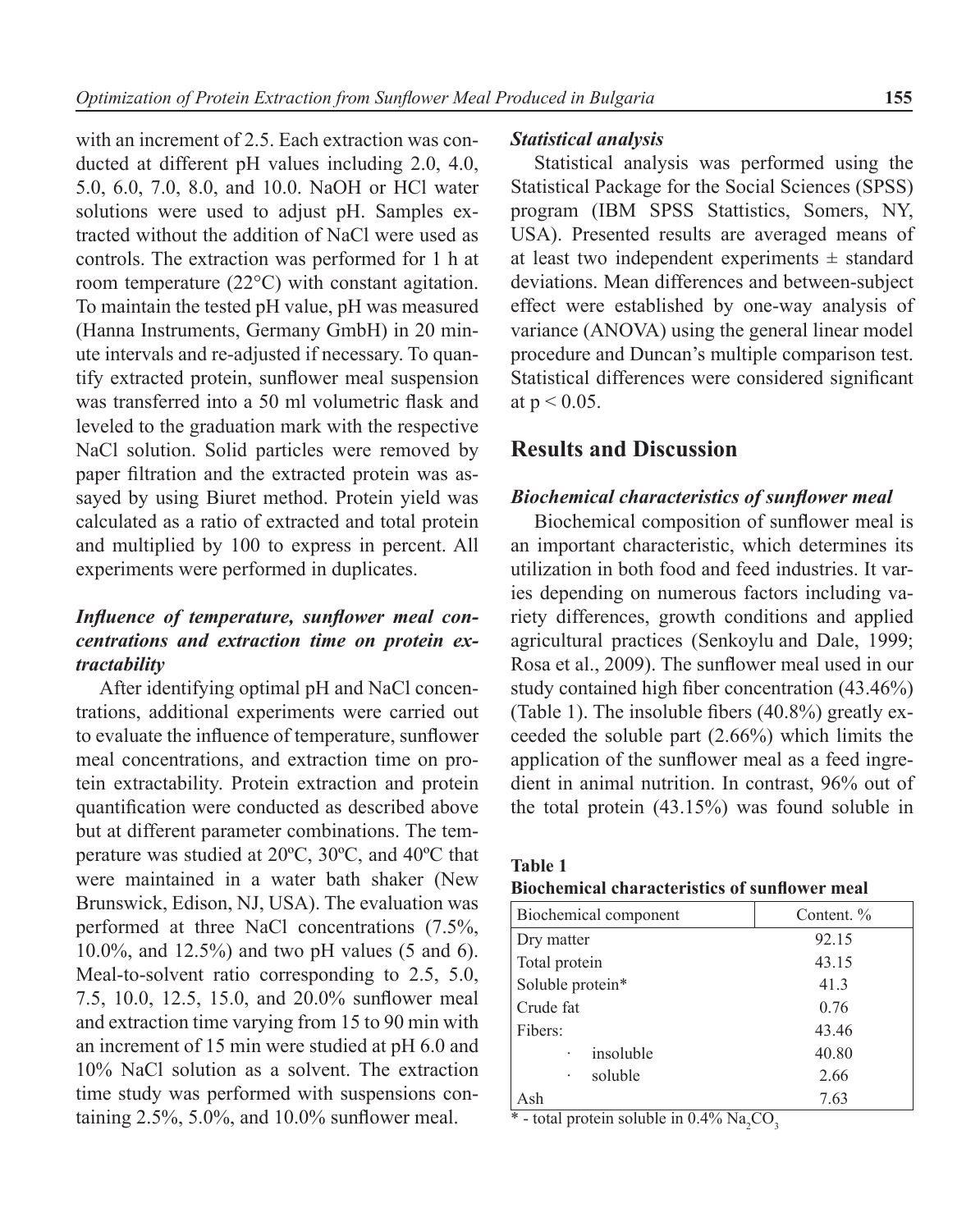with an increment of 2.5. Each extraction was conducted at different pH values including 2.0, 4.0, 5.0, 6.0, 7.0, 8.0, and 10.0. NaOH or HCl water solutions were used to adjust pH. Samples extracted without the addition of NaCl were used as controls. The extraction was performed for 1 h at room temperature (22°C) with constant agitation. To maintain the tested pH value, pH was measured (Hanna Instruments, Germany GmbH) in 20 minute intervals and re-adjusted if necessary. To quantify extracted protein, sunflower meal suspension was transferred into a 50 ml volumetric flask and leveled to the graduation mark with the respective NaCl solution. Solid particles were removed by paper filtration and the extracted protein was assayed by using Biuret method. Protein yield was calculated as a ratio of extracted and total protein and multiplied by 100 to express in percent. All experiments were performed in duplicates.

### *Influence of temperature, sunflower meal concentrations and extraction time on protein extractability*

After identifying optimal pH and NaCl concentrations, additional experiments were carried out to evaluate the influence of temperature, sunflower meal concentrations, and extraction time on protein extractability. Protein extraction and protein quantification were conducted as described above but at different parameter combinations. The temperature was studied at 20ºC, 30ºC, and 40ºC that were maintained in a water bath shaker (New Brunswick, Edison, NJ, USA). The evaluation was performed at three NaCl concentrations (7.5%, 10.0%, and 12.5%) and two pH values (5 and 6). Meal-to-solvent ratio corresponding to 2.5, 5.0, 7.5, 10.0, 12.5, 15.0, and 20.0% sunflower meal and extraction time varying from 15 to 90 min with an increment of 15 min were studied at pH 6.0 and 10% NaCl solution as a solvent. The extraction time study was performed with suspensions containing 2.5%, 5.0%, and 10.0% sunflower meal.

### *Statistical analysis*

Statistical analysis was performed using the Statistical Package for the Social Sciences (SPSS) program (IBM SPSS Stattistics, Somers, NY, USA). Presented results are averaged means of at least two independent experiments ± standard deviations. Mean differences and between-subject effect were established by one-way analysis of variance (ANOVA) using the general linear model procedure and Duncan's multiple comparison test. Statistical differences were considered significant at $p < 0.05$.

## Results and Discussion

### *Biochemical characteristics of sunflower meal*

Biochemical composition of sunflower meal is an important characteristic, which determines its utilization in both food and feed industries. It varies depending on numerous factors including variety differences, growth conditions and applied agricultural practices (Senkoylu and Dale, 1999; Rosa et al., 2009). The sunflower meal used in our study contained high fiber concentration (43.46%) (Table 1). The insoluble fibers (40.8%) greatly exceeded the soluble part (2.66%) which limits the application of the sunflower meal as a feed ingredient in animal nutrition. In contrast, 96% out of the total protein (43.15%) was found soluble in

**Table 1**
**Biochemical characteristics of sunflower meal**

| Biochemical component | Content. % |
|---|---|
| Dry matter | 92.15 |
| Total protein | 43.15 |
| Soluble protein* | 41.3 |
| Crude fat | 0.76 |
| Fibers: | 43.46 |
| · insoluble | 40.80 |
| · soluble | 2.66 |
| Ash | 7.63 |

* - total protein soluble in 0.4% $Na_2CO_3$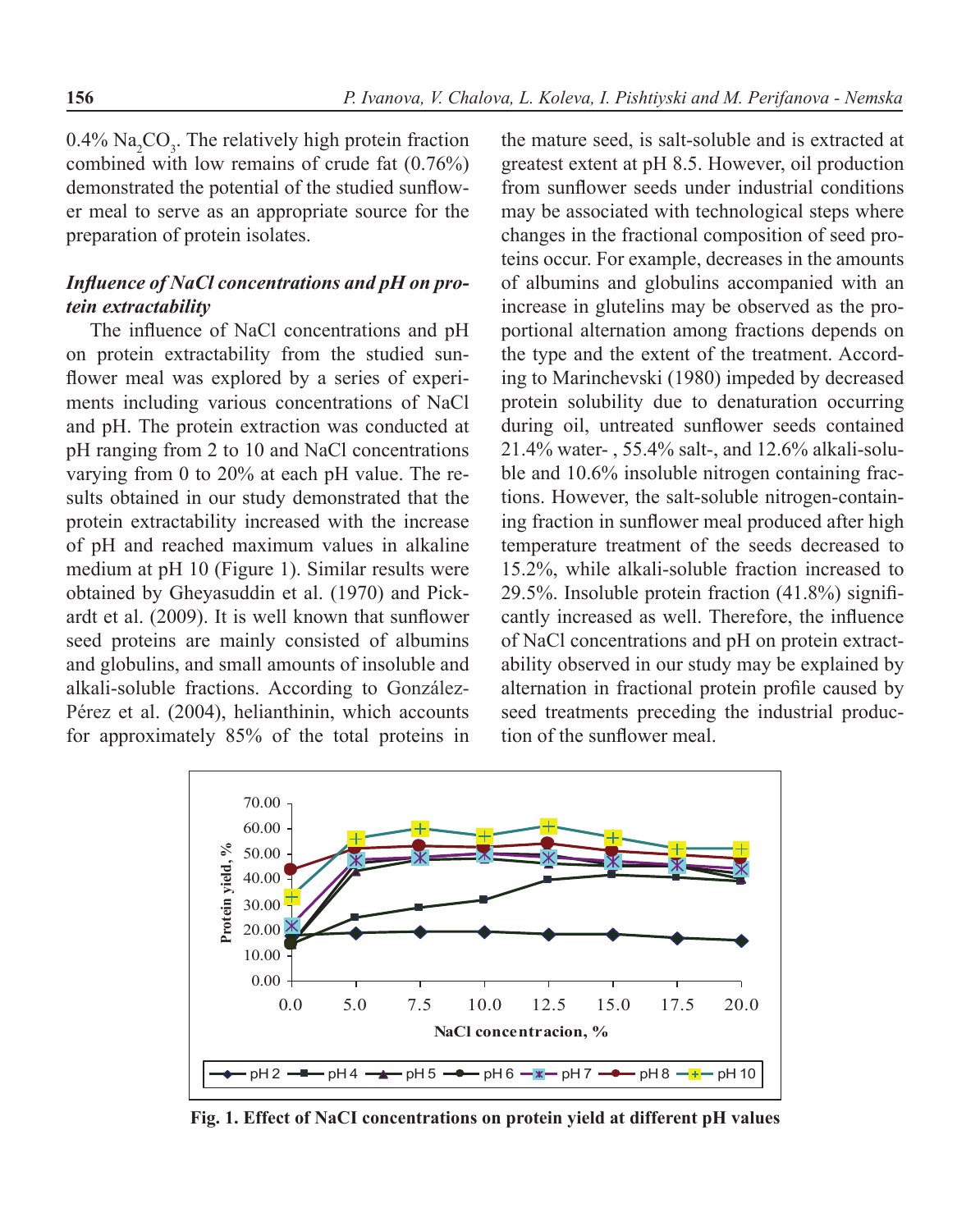0.4% $Na_2CO_3$. The relatively high protein fraction combined with low remains of crude fat (0.76%) demonstrated the potential of the studied sunflower meal to serve as an appropriate source for the preparation of protein isolates.

***Influence of NaCl concentrations and pH on protein extractability***

The influence of NaCl concentrations and pH on protein extractability from the studied sunflower meal was explored by a series of experiments including various concentrations of NaCl and pH. The protein extraction was conducted at pH ranging from 2 to 10 and NaCl concentrations varying from 0 to 20% at each pH value. The results obtained in our study demonstrated that the protein extractability increased with the increase of pH and reached maximum values in alkaline medium at pH 10 (Figure 1). Similar results were obtained by Gheyasuddin et al. (1970) and Pickardt et al. (2009). It is well known that sunflower seed proteins are mainly consisted of albumins and globulins, and small amounts of insoluble and alkali-soluble fractions. According to González-Pérez et al. (2004), helianthinin, which accounts for approximately 85% of the total proteins in the mature seed, is salt-soluble and is extracted at greatest extent at pH 8.5. However, oil production from sunflower seeds under industrial conditions may be associated with technological steps where changes in the fractional composition of seed proteins occur. For example, decreases in the amounts of albumins and globulins accompanied with an increase in glutelins may be observed as the proportional alternation among fractions depends on the type and the extent of the treatment. According to Marinchevski (1980) impeded by decreased protein solubility due to denaturation occurring during oil, untreated sunflower seeds contained 21.4% water- , 55.4% salt-, and 12.6% alkali-soluble and 10.6% insoluble nitrogen containing fractions. However, the salt-soluble nitrogen-containing fraction in sunflower meal produced after high temperature treatment of the seeds decreased to 15.2%, while alkali-soluble fraction increased to 29.5%. Insoluble protein fraction (41.8%) significantly increased as well. Therefore, the influence of NaCl concentrations and pH on protein extractability observed in our study may be explained by alternation in fractional protein profile caused by seed treatments preceding the industrial production of the sunflower meal.

**Fig. 1. Effect of NaCI concentrations on protein yield at different pH values**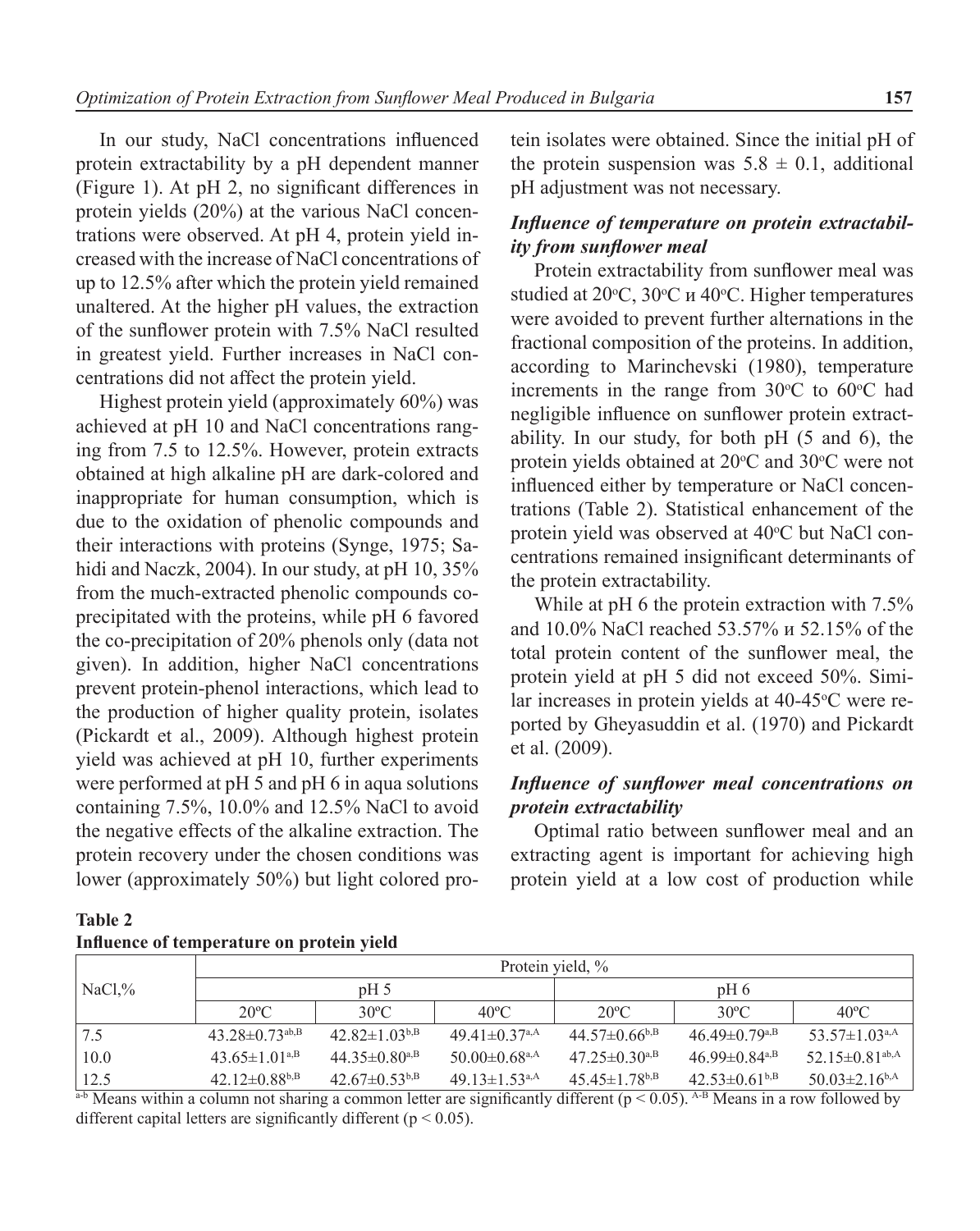In our study, NaCl concentrations influenced protein extractability by a pH dependent manner (Figure 1). At pH 2, no significant differences in protein yields (20%) at the various NaCl concentrations were observed. At pH 4, protein yield increased with the increase of NaCl concentrations of up to 12.5% after which the protein yield remained unaltered. At the higher pH values, the extraction of the sunflower protein with 7.5% NaCl resulted in greatest yield. Further increases in NaCl concentrations did not affect the protein yield.

Highest protein yield (approximately 60%) was achieved at pH 10 and NaCl concentrations ranging from 7.5 to 12.5%. However, protein extracts obtained at high alkaline pH are dark-colored and inappropriate for human consumption, which is due to the oxidation of phenolic compounds and their interactions with proteins (Synge, 1975; Sahidi and Naczk, 2004). In our study, at pH 10, 35% from the much-extracted phenolic compounds co-precipitated with the proteins, while pH 6 favored the co-precipitation of 20% phenols only (data not given). In addition, higher NaCl concentrations prevent protein-phenol interactions, which lead to the production of higher quality protein, isolates (Pickardt et al., 2009). Although highest protein yield was achieved at pH 10, further experiments were performed at pH 5 and pH 6 in aqua solutions containing 7.5%, 10.0% and 12.5% NaCl to avoid the negative effects of the alkaline extraction. The protein recovery under the chosen conditions was lower (approximately 50%) but light colored protein isolates were obtained. Since the initial pH of the protein suspension was 5.8 ± 0.1, additional pH adjustment was not necessary.

### *Influence of temperature on protein extractability from sunflower meal*

Protein extractability from sunflower meal was studied at 20°C, 30°C и 40°C. Higher temperatures were avoided to prevent further alternations in the fractional composition of the proteins. In addition, according to Marinchevski (1980), temperature increments in the range from 30°C to 60°C had negligible influence on sunflower protein extractability. In our study, for both pH (5 and 6), the protein yields obtained at 20°C and 30°C were not influenced either by temperature or NaCl concentrations (Table 2). Statistical enhancement of the protein yield was observed at 40°C but NaCl concentrations remained insignificant determinants of the protein extractability.

While at pH 6 the protein extraction with 7.5% and 10.0% NaCl reached 53.57% и 52.15% of the total protein content of the sunflower meal, the protein yield at pH 5 did not exceed 50%. Similar increases in protein yields at 40-45°C were reported by Gheyasuddin et al. (1970) and Pickardt et al. (2009).

### *Influence of sunflower meal concentrations on protein extractability*

Optimal ratio between sunflower meal and an extracting agent is important for achieving high protein yield at a low cost of production while

**Table 2**
**Influence of temperature on protein yield**

| NaCl,% | Protein yield, % | | | | | |
|---|---|---|---|---|---|---|
| | pH 5 | | | pH 6 | | |
| | 20°C | 30°C | 40°C | 20°C | 30°C | 40°C |
| 7.5 | 43.28±0.73$^{ab,B}$ | 42.82±1.03$^{b,B}$ | 49.41±0.37$^{a,A}$ | 44.57±0.66$^{b,B}$ | 46.49±0.79$^{a,B}$ | 53.57±1.03$^{a,A}$ |
| 10.0 | 43.65±1.01$^{a,B}$ | 44.35±0.80$^{a,B}$ | 50.00±0.68$^{a,A}$ | 47.25±0.30$^{a,B}$ | 46.99±0.84$^{a,B}$ | 52.15±0.81$^{ab,A}$ |
| 12.5 | 42.12±0.88$^{b,B}$ | 42.67±0.53$^{b,B}$ | 49.13±1.53$^{a,A}$ | 45.45±1.78$^{b,B}$ | 42.53±0.61$^{b,B}$ | 50.03±2.16$^{b,A}$ |

[a-b] Means within a column not sharing a common letter are significantly different ($p < 0.05$). [A-B] Means in a row followed by different capital letters are significantly different ($p < 0.05$).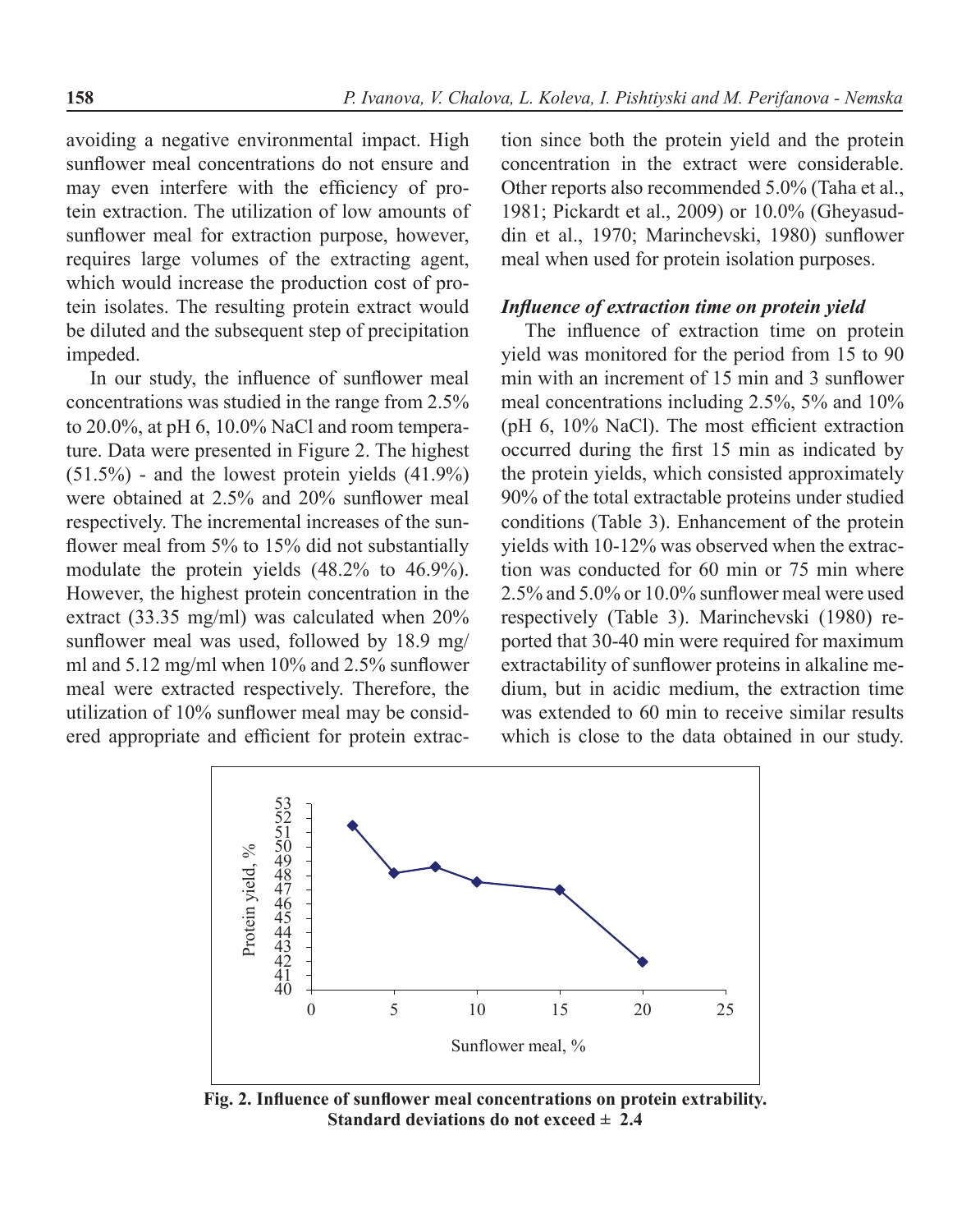avoiding a negative environmental impact. High sunflower meal concentrations do not ensure and may even interfere with the efficiency of protein extraction. The utilization of low amounts of sunflower meal for extraction purpose, however, requires large volumes of the extracting agent, which would increase the production cost of protein isolates. The resulting protein extract would be diluted and the subsequent step of precipitation impeded.

In our study, the influence of sunflower meal concentrations was studied in the range from 2.5% to 20.0%, at pH 6, 10.0% NaCl and room temperature. Data were presented in Figure 2. The highest (51.5%) - and the lowest protein yields (41.9%) were obtained at 2.5% and 20% sunflower meal respectively. The incremental increases of the sunflower meal from 5% to 15% did not substantially modulate the protein yields (48.2% to 46.9%). However, the highest protein concentration in the extract (33.35 mg/ml) was calculated when 20% sunflower meal was used, followed by 18.9 mg/ml and 5.12 mg/ml when 10% and 2.5% sunflower meal were extracted respectively. Therefore, the utilization of 10% sunflower meal may be considered appropriate and efficient for protein extraction since both the protein yield and the protein concentration in the extract were considerable. Other reports also recommended 5.0% (Taha et al., 1981; Pickardt et al., 2009) or 10.0% (Gheyasuddin et al., 1970; Marinchevski, 1980) sunflower meal when used for protein isolation purposes.

***Influence of extraction time on protein yield***

The influence of extraction time on protein yield was monitored for the period from 15 to 90 min with an increment of 15 min and 3 sunflower meal concentrations including 2.5%, 5% and 10% (pH 6, 10% NaCl). The most efficient extraction occurred during the first 15 min as indicated by the protein yields, which consisted approximately 90% of the total extractable proteins under studied conditions (Table 3). Enhancement of the protein yields with 10-12% was observed when the extraction was conducted for 60 min or 75 min where 2.5% and 5.0% or 10.0% sunflower meal were used respectively (Table 3). Marinchevski (1980) reported that 30-40 min were required for maximum extractability of sunflower proteins in alkaline medium, but in acidic medium, the extraction time was extended to 60 min to receive similar results which is close to the data obtained in our study.

**Fig. 2. Influence of sunflower meal concentrations on protein extrability. Standard deviations do not exceed ± 2.4**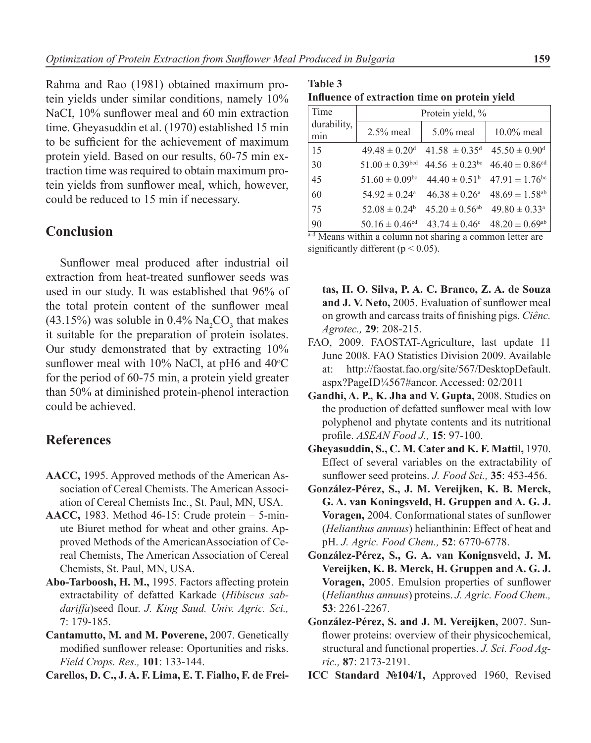Rahma and Rao (1981) obtained maximum protein yields under similar conditions, namely 10% NaCI, 10% sunflower meal and 60 min extraction time. Gheyasuddin et al. (1970) established 15 min to be sufficient for the achievement of maximum protein yield. Based on our results, 60-75 min extraction time was required to obtain maximum protein yields from sunflower meal, which, however, could be reduced to 15 min if necessary.

**Table 3**
**Influence of extraction time on protein yield**

| Time durability, min | Protein yield, % | | |
|---|---|---|---|
| | 2.5% meal | 5.0% meal | 10.0% meal |
| 15 | $49.48 \pm 0.20^{d}$ | $41.58 \pm 0.35^{d}$ | $45.50 \pm 0.90^{d}$ |
| 30 | $51.00 \pm 0.39^{bcd}$ | $44.56 \pm 0.23^{bc}$ | $46.40 \pm 0.86^{cd}$ |
| 45 | $51.60 \pm 0.09^{bc}$ | $44.40 \pm 0.51^{b}$ | $47.91 \pm 1.76^{bc}$ |
| 60 | $54.92 \pm 0.24^{a}$ | $46.38 \pm 0.26^{a}$ | $48.69 \pm 1.58^{ab}$ |
| 75 | $52.08 \pm 0.24^{b}$ | $45.20 \pm 0.56^{ab}$ | $49.80 \pm 0.33^{a}$ |
| 90 | $50.16 \pm 0.46^{cd}$ | $43.74 \pm 0.46^{c}$ | $48.20 \pm 0.69^{ab}$ |

[a-d] Means within a column not sharing a common letter are significantly different ($p < 0.05$).

## Conclusion

Sunflower meal produced after industrial oil extraction from heat-treated sunflower seeds was used in our study. It was established that 96% of the total protein content of the sunflower meal (43.15%) was soluble in 0.4% $Na_2CO_3$ that makes it suitable for the preparation of protein isolates. Our study demonstrated that by extracting 10% sunflower meal with 10% NaCl, at pH6 and 40°C for the period of 60-75 min, a protein yield greater than 50% at diminished protein-phenol interaction could be achieved.

## References

**AACC,** 1995. Approved methods of the American Association of Cereal Chemists. The American Association of Cereal Chemists Inc., St. Paul, MN, USA.

**AACC,** 1983. Method 46-15: Crude protein – 5-minute Biuret method for wheat and other grains. Approved Methods of the AmericanAssociation of Cereal Chemists, The American Association of Cereal Chemists, St. Paul, MN, USA.

**Abo-Tarboosh, H. M.,** 1995. Factors affecting protein extractability of defatted Karkade (*Hibiscus sabdariffa*)seed flour. *J. King Saud. Univ. Agric. Sci.,* **7**: 179-185.

**Cantamutto, M. and M. Poverene,** 2007. Genetically modified sunflower release: Oportunities and risks. *Field Crops. Res.,* **101**: 133-144.

**Carellos, D. C., J. A. F. Lima, E. T. Fialho, F. de Freitas, H. O. Silva, P. A. C. Branco, Z. A. de Souza and J. V. Neto,** 2005. Evaluation of sunflower meal on growth and carcass traits of finishing pigs. *Ciênc. Agrotec.,* **29**: 208-215.

FAO, 2009. FAOSTAT-Agriculture, last update 11 June 2008. FAO Statistics Division 2009. Available at: http://faostat.fao.org/site/567/DesktopDefault.aspx?PageID¼567#ancor. Accessed: 02/2011

**Gandhi, A. P., K. Jha and V. Gupta,** 2008. Studies on the production of defatted sunflower meal with low polyphenol and phytate contents and its nutritional profile. *ASEAN Food J.,* **15**: 97-100.

**Gheyasuddin, S., C. M. Cater and K. F. Mattil,** 1970. Effect of several variables on the extractability of sunflower seed proteins. *J. Food Sci.,* **35**: 453-456.

**González-Pérez, S., J. M. Vereijken, K. B. Merck, G. A. van Koningsveld, H. Gruppen and A. G. J. Voragen,** 2004. Conformational states of sunflower (*Helianthus annuus*) helianthinin: Effect of heat and pH. *J. Agric. Food Chem.,* **52**: 6770-6778.

**González-Pérez, S., G. A. van Konignsveld, J. M. Vereijken, K. B. Merck, H. Gruppen and A. G. J. Voragen,** 2005. Emulsion properties of sunflower (*Helianthus annuus*) proteins. *J. Agric. Food Chem.,* **53**: 2261-2267.

**González-Pérez, S. and J. M. Vereijken,** 2007. Sunflower proteins: overview of their physicochemical, structural and functional properties. *J. Sci. Food Agric.,* **87**: 2173-2191.

**ICC Standard №104/1,** Approved 1960, Revised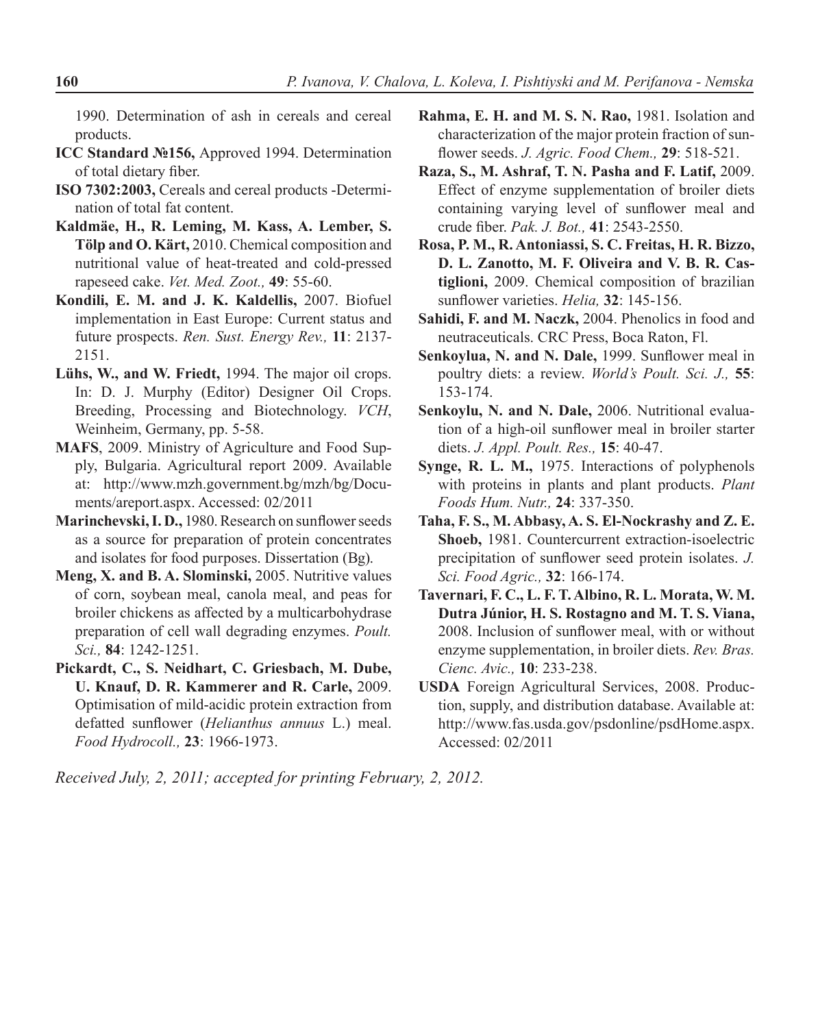1990. Determination of ash in cereals and cereal products.

**ICC Standard №156,** Approved 1994. Determination of total dietary fiber.

**ISO 7302:2003,** Cereals and cereal products -Determination of total fat content.

**Kaldmäe, H., R. Leming, M. Kass, A. Lember, S. Tölp and O. Kärt,** 2010. Chemical composition and nutritional value of heat-treated and cold-pressed rapeseed cake. *Vet. Med. Zoot.,* **49**: 55-60.

**Kondili, E. M. and J. K. Kaldellis,** 2007. Biofuel implementation in East Europe: Current status and future prospects. *Ren. Sust. Energy Rev.,* **11**: 2137-2151.

**Lühs, W., and W. Friedt,** 1994. The major oil crops. In: D. J. Murphy (Editor) Designer Oil Crops. Breeding, Processing and Biotechnology. *VCH*, Weinheim, Germany, pp. 5-58.

**MAFS**, 2009. Ministry of Agriculture and Food Supply, Bulgaria. Agricultural report 2009. Available at: http://www.mzh.government.bg/mzh/bg/Documents/areport.aspx. Accessed: 02/2011

**Marinchevski, I. D.,** 1980. Research on sunflower seeds as a source for preparation of protein concentrates and isolates for food purposes. Dissertation (Bg).

**Meng, X. and B. A. Slominski,** 2005. Nutritive values of corn, soybean meal, canola meal, and peas for broiler chickens as affected by a multicarbohydrase preparation of cell wall degrading enzymes. *Poult. Sci.,* **84**: 1242-1251.

**Pickardt, C., S. Neidhart, C. Griesbach, M. Dube, U. Knauf, D. R. Kammerer and R. Carle,** 2009. Optimisation of mild-acidic protein extraction from defatted sunflower (*Helianthus annuus* L.) meal. *Food Hydrocoll.,* **23**: 1966-1973.

**Rahma, E. H. and M. S. N. Rao,** 1981. Isolation and characterization of the major protein fraction of sunflower seeds. *J. Agric. Food Chem.,* **29**: 518-521.

**Raza, S., M. Ashraf, T. N. Pasha and F. Latif,** 2009. Effect of enzyme supplementation of broiler diets containing varying level of sunflower meal and crude fiber. *Pak. J. Bot.,* **41**: 2543-2550.

**Rosa, P. M., R. Antoniassi, S. C. Freitas, H. R. Bizzo, D. L. Zanotto, M. F. Oliveira and V. B. R. Castiglioni,** 2009. Chemical composition of brazilian sunflower varieties. *Helia,* **32**: 145-156.

**Sahidi, F. and M. Naczk,** 2004. Phenolics in food and neutraceuticals. CRC Press, Boca Raton, Fl.

**Senkoylua, N. and N. Dale,** 1999. Sunflower meal in poultry diets: a review. *World's Poult. Sci. J.,* **55**: 153-174.

**Senkoylu, N. and N. Dale,** 2006. Nutritional evaluation of a high-oil sunflower meal in broiler starter diets. *J. Appl. Poult. Res.,* **15**: 40-47.

**Synge, R. L. M.,** 1975. Interactions of polyphenols with proteins in plants and plant products. *Plant Foods Hum. Nutr.,* **24**: 337-350.

**Taha, F. S., M. Abbasy, A. S. El-Nockrashy and Z. E. Shoeb,** 1981. Countercurrent extraction-isoelectric precipitation of sunflower seed protein isolates. *J. Sci. Food Agric.,* **32**: 166-174.

**Tavernari, F. C., L. F. T. Albino, R. L. Morata, W. M. Dutra Júnior, H. S. Rostagno and M. T. S. Viana,** 2008. Inclusion of sunflower meal, with or without enzyme supplementation, in broiler diets. *Rev. Bras. Cienc. Avic.,* **10**: 233-238.

**USDA** Foreign Agricultural Services, 2008. Production, supply, and distribution database. Available at: http://www.fas.usda.gov/psdonline/psdHome.aspx. Accessed: 02/2011

*Received July, 2, 2011; accepted for printing February, 2, 2012.*